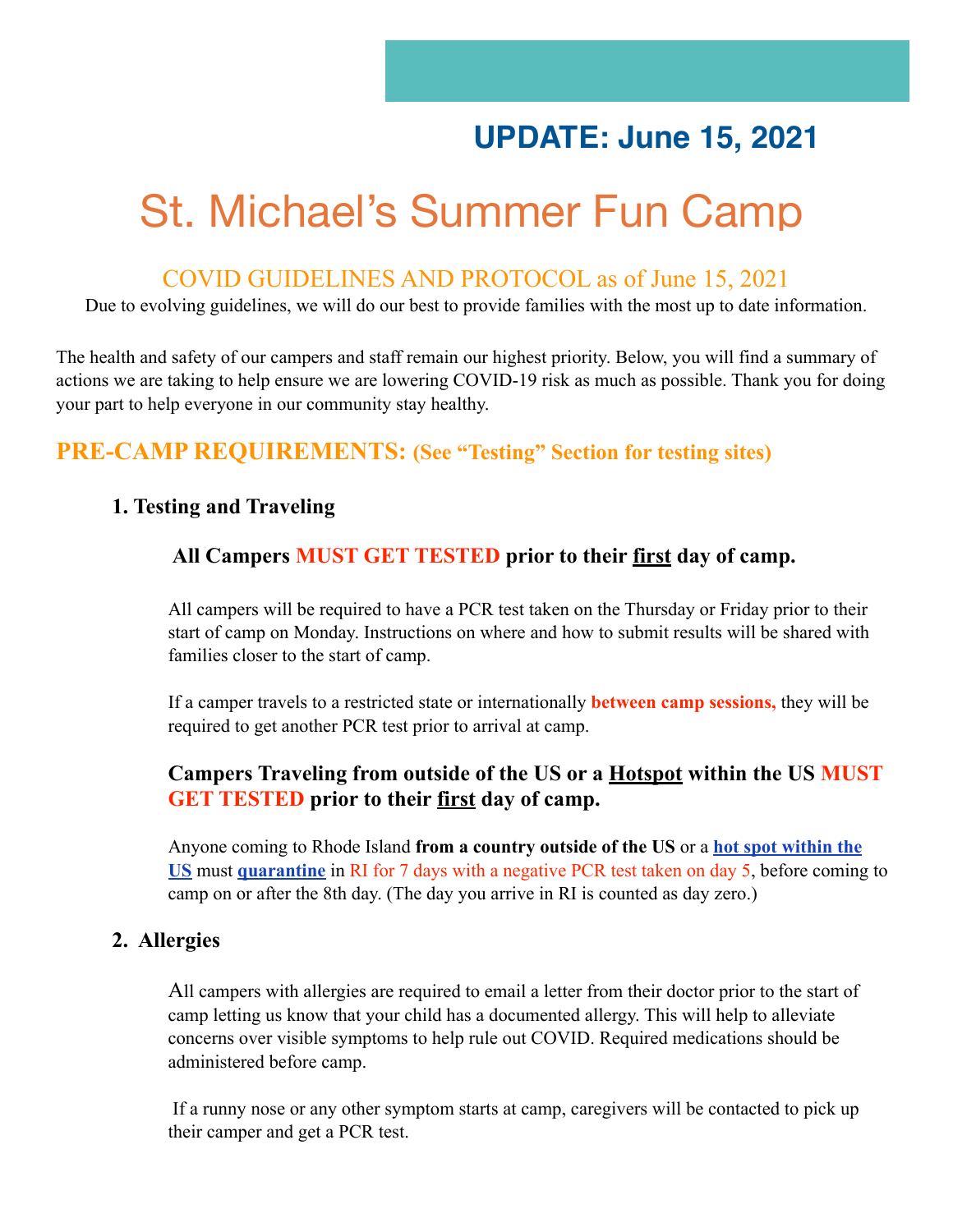## UPDATE: June 15, 2021

# St. Michael's Summer Fun Camp

## COVID GUIDELINES AND PROTOCOL as of June 15, 2021

Due to evolving guidelines, we will do our best to provide families with the most up to date information.

The health and safety of our campers and staff remain our highest priority. Below, you will find a summary of actions we are taking to help ensure we are lowering COVID-19 risk as much as possible. Thank you for doing your part to help everyone in our community stay healthy.

## PRE-CAMP REQUIREMENTS: (See "Testing" Section for testing sites)

### 1. Testing and Traveling

**All Campers MUST GET TESTED prior to their first day of camp.**

All campers will be required to have a PCR test taken on the Thursday or Friday prior to their start of camp on Monday. Instructions on where and how to submit results will be shared with families closer to the start of camp.

If a camper travels to a restricted state or internationally **between camp sessions,** they will be required to get another PCR test prior to arrival at camp.

**Campers Traveling from outside of the US or a Hotspot within the US MUST GET TESTED prior to their first day of camp.**

Anyone coming to Rhode Island **from a country outside of the US** or a **hot spot within the US** must **quarantine** in RI for 7 days with a negative PCR test taken on day 5, before coming to camp on or after the 8th day. (The day you arrive in RI is counted as day zero.)

### 2. Allergies

All campers with allergies are required to email a letter from their doctor prior to the start of camp letting us know that your child has a documented allergy. This will help to alleviate concerns over visible symptoms to help rule out COVID. Required medications should be administered before camp.

If a runny nose or any other symptom starts at camp, caregivers will be contacted to pick up their camper and get a PCR test.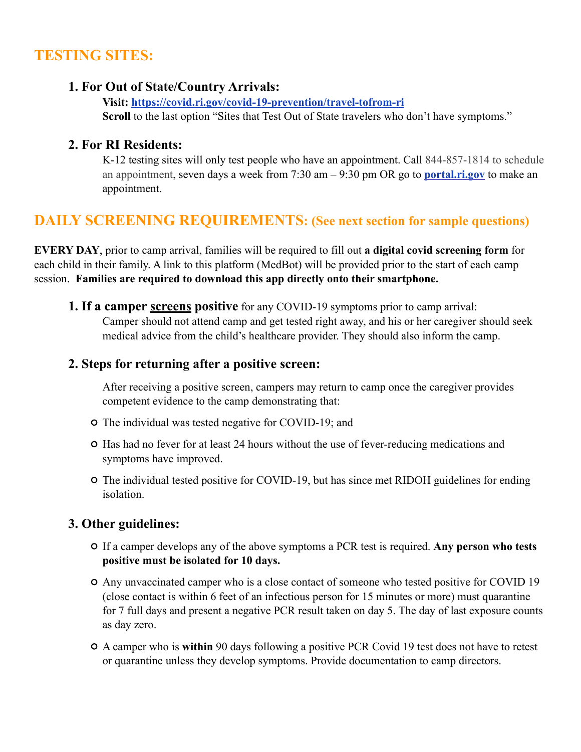## TESTING SITES:

### 1. For Out of State/Country Arrivals:

**Visit: [https://covid.ri.gov/covid-19-prevention/travel-tofrom-ri](https://covid.ri.gov/covid-19-prevention/travel-tofrom-ri)**
**Scroll** to the last option "Sites that Test Out of State travelers who don't have symptoms."

### 2. For RI Residents:

K-12 testing sites will only test people who have an appointment. Call 844-857-1814 to schedule an appointment, seven days a week from 7:30 am – 9:30 pm OR go to **[portal.ri.gov](portal.ri.gov)** to make an appointment.

## DAILY SCREENING REQUIREMENTS: (See next section for sample questions)

**EVERY DAY**, prior to camp arrival, families will be required to fill out **a digital covid screening form** for each child in their family. A link to this platform (MedBot) will be provided prior to the start of each camp session. **Families are required to download this app directly onto their smartphone.**

### 1. If a camper screens positive for any COVID-19 symptoms prior to camp arrival:

Camper should not attend camp and get tested right away, and his or her caregiver should seek medical advice from the child's healthcare provider. They should also inform the camp.

### 2. Steps for returning after a positive screen:

After receiving a positive screen, campers may return to camp once the caregiver provides competent evidence to the camp demonstrating that:

- The individual was tested negative for COVID-19; and
- Has had no fever for at least 24 hours without the use of fever-reducing medications and symptoms have improved.
- The individual tested positive for COVID-19, but has since met RIDOH guidelines for ending isolation.

### 3. Other guidelines:

- If a camper develops any of the above symptoms a PCR test is required. **Any person who tests positive must be isolated for 10 days.**
- Any unvaccinated camper who is a close contact of someone who tested positive for COVID 19 (close contact is within 6 feet of an infectious person for 15 minutes or more) must quarantine for 7 full days and present a negative PCR result taken on day 5. The day of last exposure counts as day zero.
- A camper who is **within** 90 days following a positive PCR Covid 19 test does not have to retest or quarantine unless they develop symptoms. Provide documentation to camp directors.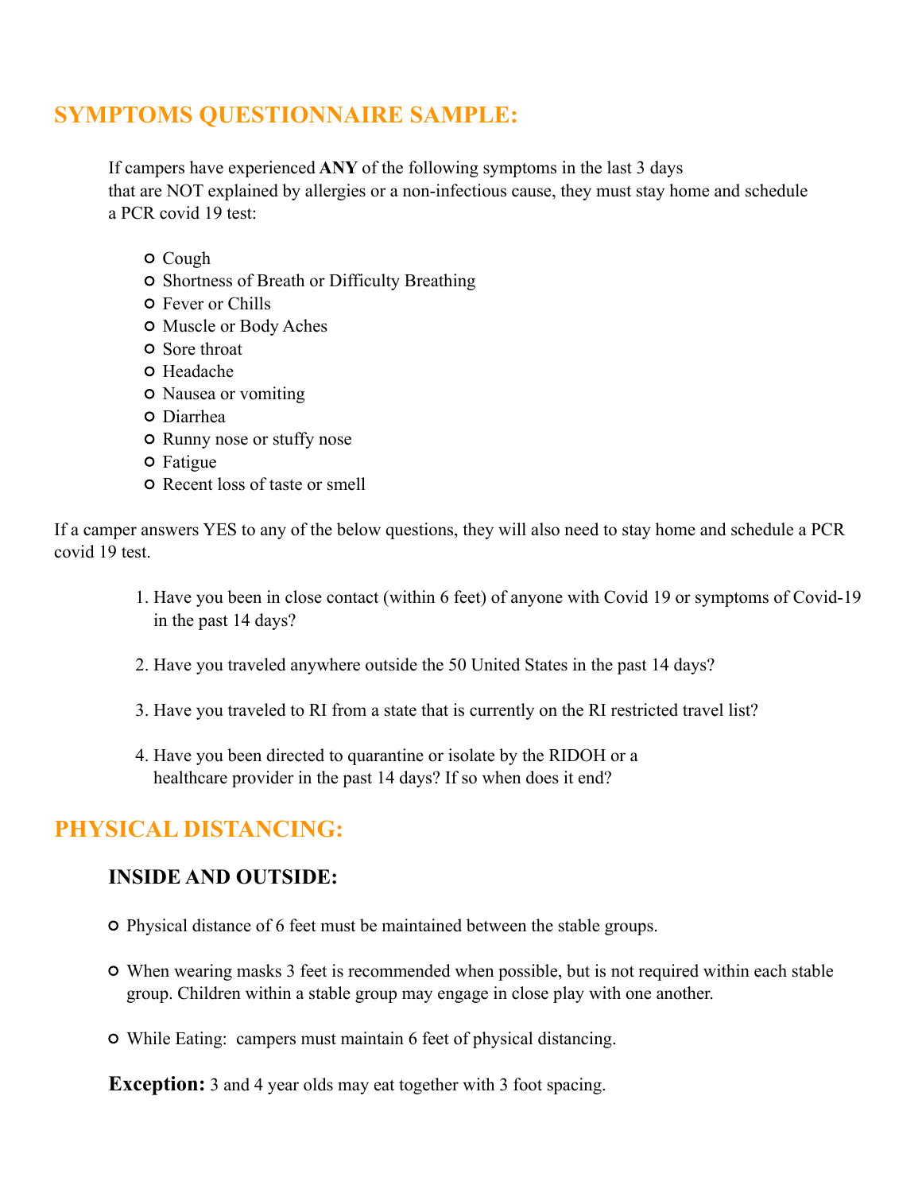## SYMPTOMS QUESTIONNAIRE SAMPLE:

If campers have experienced **ANY** of the following symptoms in the last 3 days that are NOT explained by allergies or a non-infectious cause, they must stay home and schedule a PCR covid 19 test:

- Cough
- Shortness of Breath or Difficulty Breathing
- Fever or Chills
- Muscle or Body Aches
- Sore throat
- Headache
- Nausea or vomiting
- Diarrhea
- Runny nose or stuffy nose
- Fatigue
- Recent loss of taste or smell

If a camper answers YES to any of the below questions, they will also need to stay home and schedule a PCR covid 19 test.

1. Have you been in close contact (within 6 feet) of anyone with Covid 19 or symptoms of Covid-19 in the past 14 days?
2. Have you traveled anywhere outside the 50 United States in the past 14 days?
3. Have you traveled to RI from a state that is currently on the RI restricted travel list?
4. Have you been directed to quarantine or isolate by the RIDOH or a healthcare provider in the past 14 days? If so when does it end?

## PHYSICAL DISTANCING:

### INSIDE AND OUTSIDE:

- Physical distance of 6 feet must be maintained between the stable groups.
- When wearing masks 3 feet is recommended when possible, but is not required within each stable group. Children within a stable group may engage in close play with one another.
- While Eating: campers must maintain 6 feet of physical distancing.

**Exception:** 3 and 4 year olds may eat together with 3 foot spacing.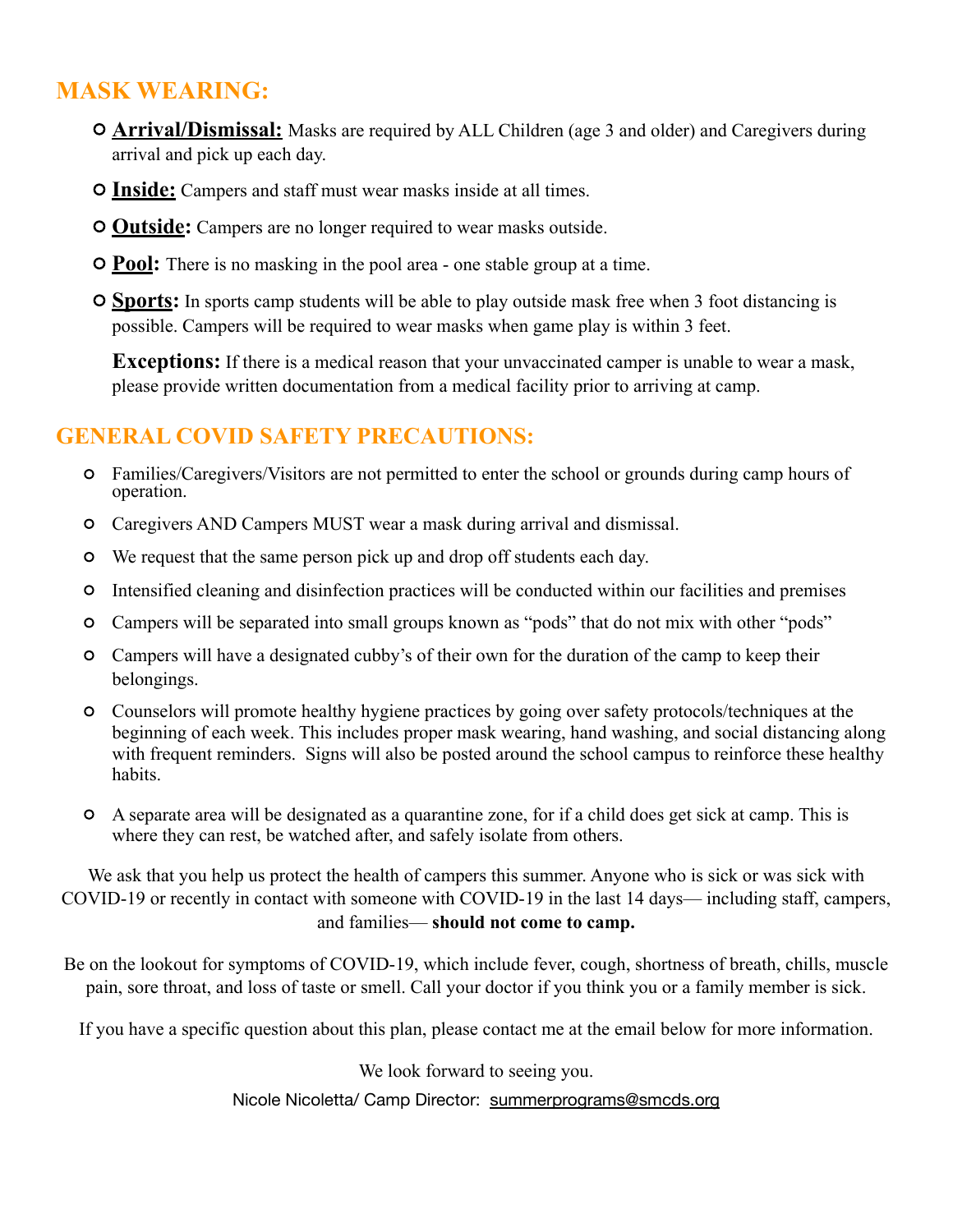## MASK WEARING:

- **Arrival/Dismissal:** Masks are required by ALL Children (age 3 and older) and Caregivers during arrival and pick up each day.
- **Inside:** Campers and staff must wear masks inside at all times.
- **Outside:** Campers are no longer required to wear masks outside.
- **Pool:** There is no masking in the pool area - one stable group at a time.
- **Sports:** In sports camp students will be able to play outside mask free when 3 foot distancing is possible. Campers will be required to wear masks when game play is within 3 feet.

**Exceptions:** If there is a medical reason that your unvaccinated camper is unable to wear a mask, please provide written documentation from a medical facility prior to arriving at camp.

## GENERAL COVID SAFETY PRECAUTIONS:

- Families/Caregivers/Visitors are not permitted to enter the school or grounds during camp hours of operation.
- Caregivers AND Campers MUST wear a mask during arrival and dismissal.
- We request that the same person pick up and drop off students each day.
- Intensified cleaning and disinfection practices will be conducted within our facilities and premises
- Campers will be separated into small groups known as "pods" that do not mix with other "pods"
- Campers will have a designated cubby's of their own for the duration of the camp to keep their belongings.
- Counselors will promote healthy hygiene practices by going over safety protocols/techniques at the beginning of each week. This includes proper mask wearing, hand washing, and social distancing along with frequent reminders. Signs will also be posted around the school campus to reinforce these healthy habits.
- A separate area will be designated as a quarantine zone, for if a child does get sick at camp. This is where they can rest, be watched after, and safely isolate from others.

We ask that you help us protect the health of campers this summer. Anyone who is sick or was sick with COVID-19 or recently in contact with someone with COVID-19 in the last 14 days— including staff, campers, and families— **should not come to camp.**

Be on the lookout for symptoms of COVID-19, which include fever, cough, shortness of breath, chills, muscle pain, sore throat, and loss of taste or smell. Call your doctor if you think you or a family member is sick.

If you have a specific question about this plan, please contact me at the email below for more information.

We look forward to seeing you.

Nicole Nicoletta/ Camp Director: summerprograms@smcds.org